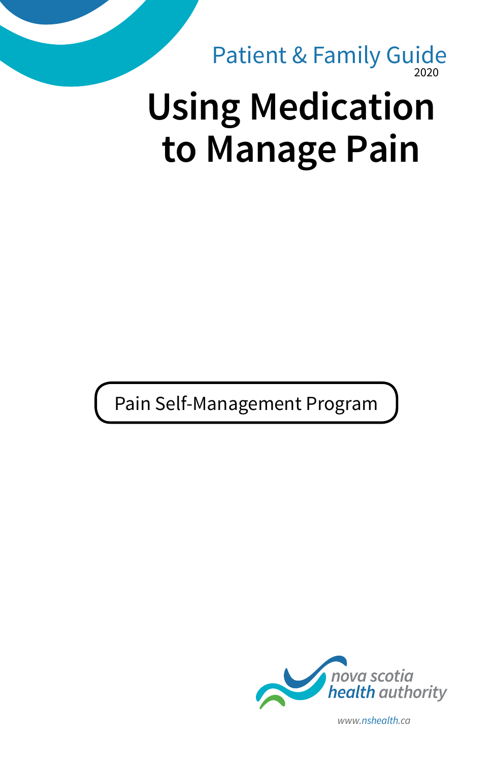Patient & Family Guide
2020

# Using Medication to Manage Pain

Pain Self-Management Program

nova scotia
health authority

www.nshealth.ca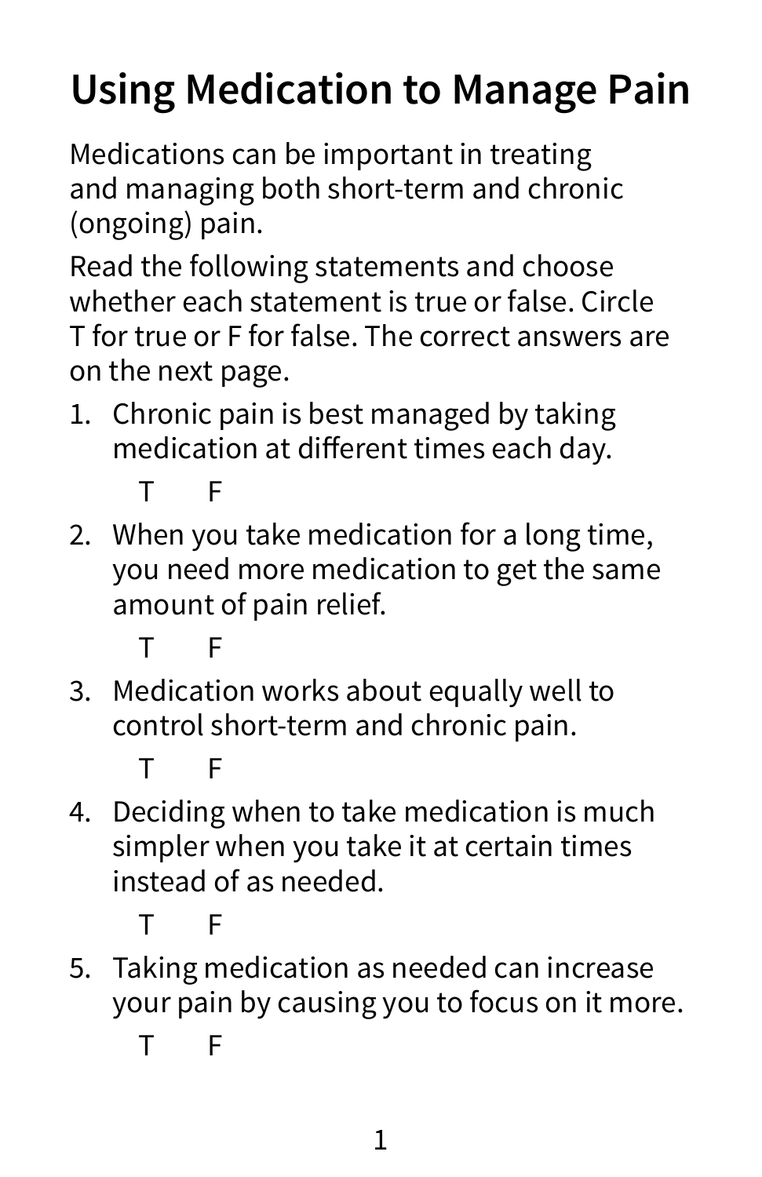# Using Medication to Manage Pain

Medications can be important in treating and managing both short-term and chronic (ongoing) pain.

Read the following statements and choose whether each statement is true or false. Circle T for true or F for false. The correct answers are on the next page.

1. Chronic pain is best managed by taking medication at different times each day.

   T F

2. When you take medication for a long time, you need more medication to get the same amount of pain relief.

   T F

3. Medication works about equally well to control short-term and chronic pain.

   T F

4. Deciding when to take medication is much simpler when you take it at certain times instead of as needed.

   T F

5. Taking medication as needed can increase your pain by causing you to focus on it more.

   T F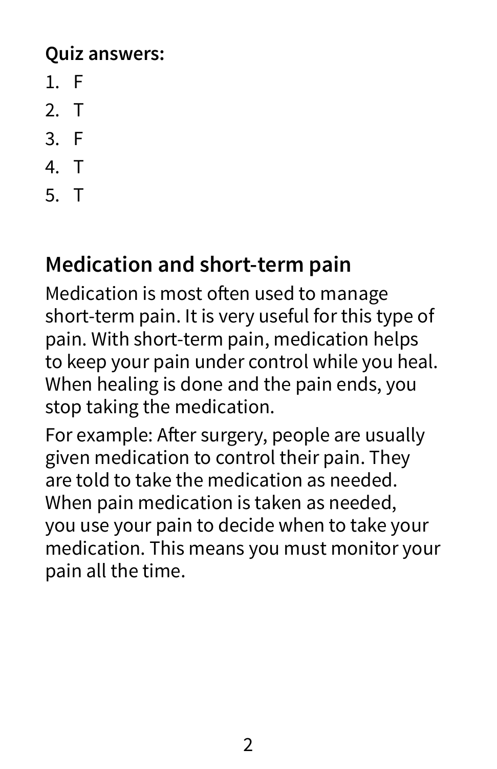**Quiz answers:**

1. F
2. T
3. F
4. T
5. T

## Medication and short-term pain

Medication is most often used to manage short-term pain. It is very useful for this type of pain. With short-term pain, medication helps to keep your pain under control while you heal. When healing is done and the pain ends, you stop taking the medication.

For example: After surgery, people are usually given medication to control their pain. They are told to take the medication as needed. When pain medication is taken as needed, you use your pain to decide when to take your medication. This means you must monitor your pain all the time.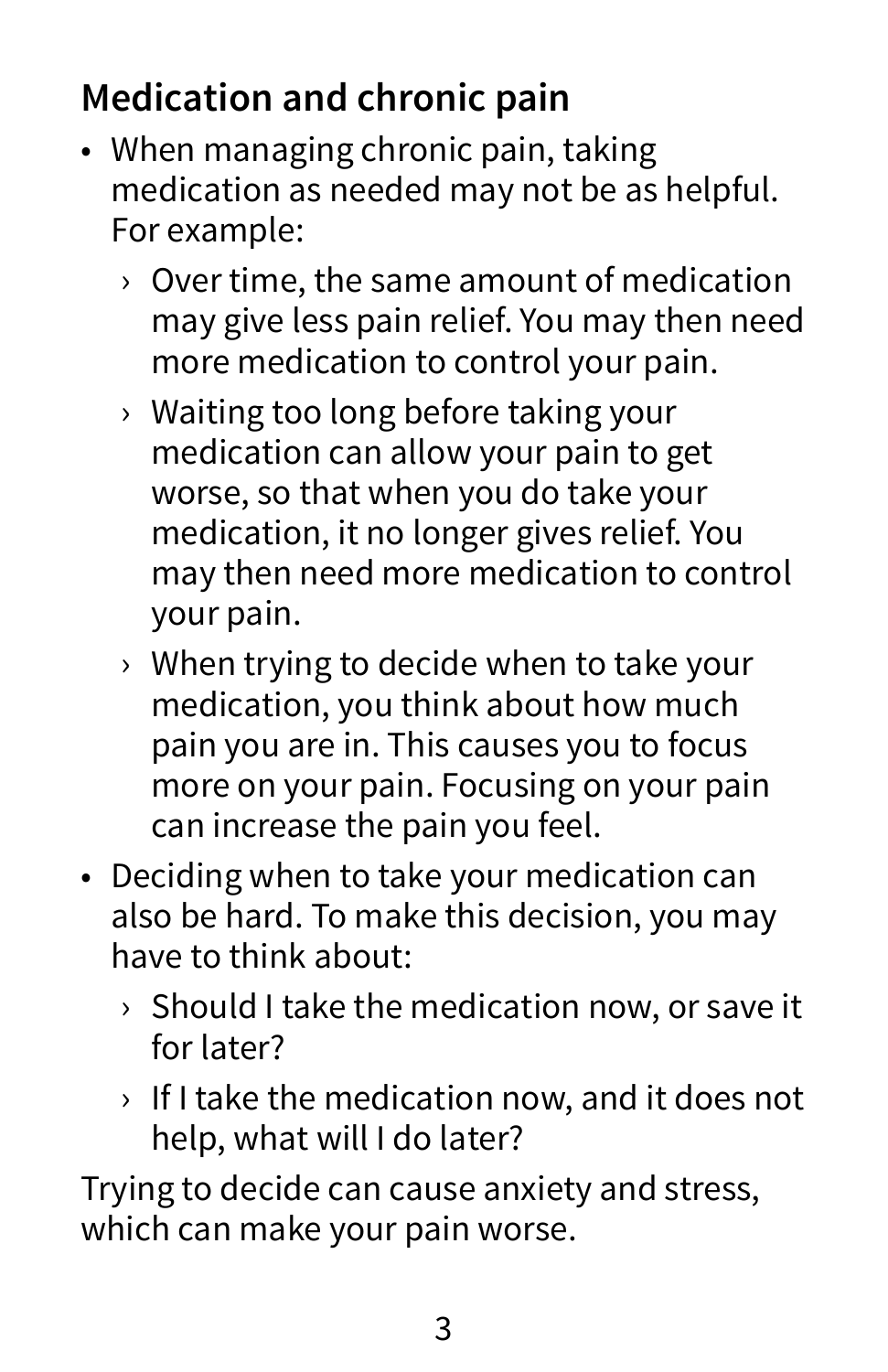## Medication and chronic pain

- When managing chronic pain, taking medication as needed may not be as helpful. For example:
  - Over time, the same amount of medication may give less pain relief. You may then need more medication to control your pain.
  - Waiting too long before taking your medication can allow your pain to get worse, so that when you do take your medication, it no longer gives relief. You may then need more medication to control your pain.
  - When trying to decide when to take your medication, you think about how much pain you are in. This causes you to focus more on your pain. Focusing on your pain can increase the pain you feel.
- Deciding when to take your medication can also be hard. To make this decision, you may have to think about:
  - Should I take the medication now, or save it for later?
  - If I take the medication now, and it does not help, what will I do later?

Trying to decide can cause anxiety and stress, which can make your pain worse.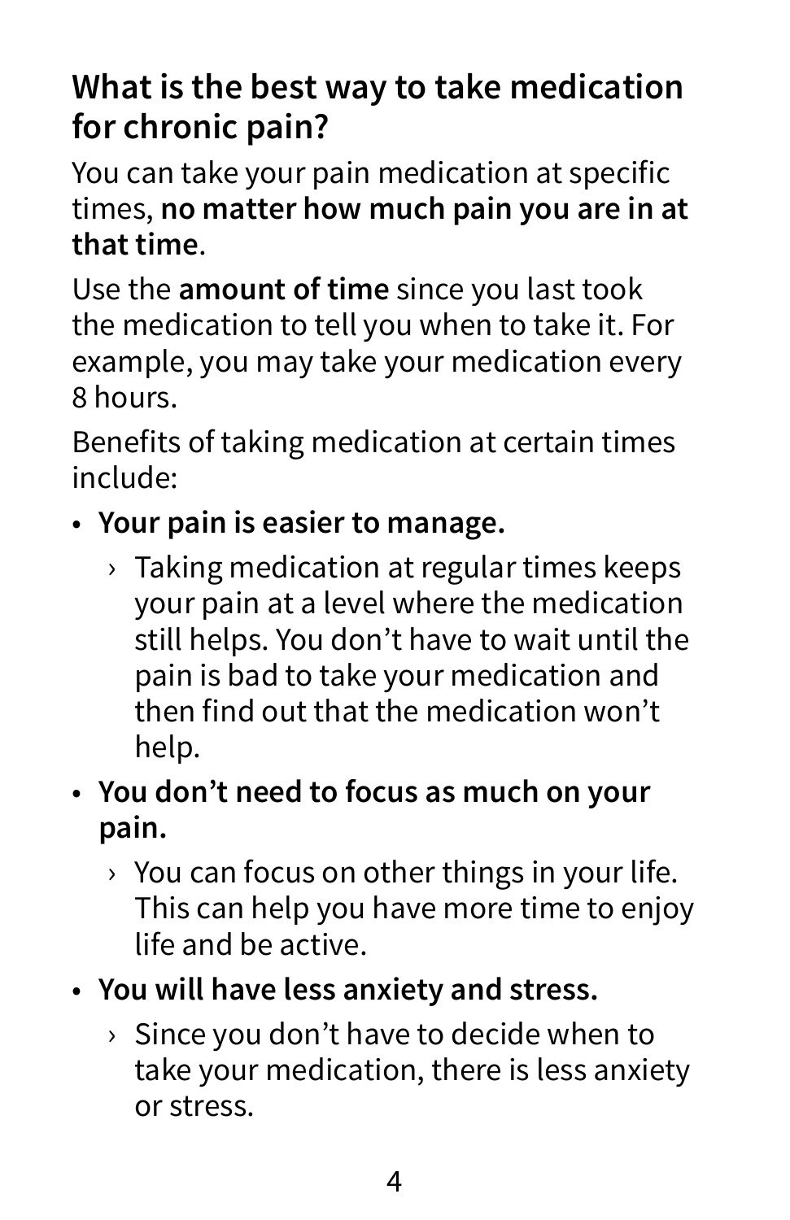## What is the best way to take medication for chronic pain?

You can take your pain medication at specific times, **no matter how much pain you are in at that time**.

Use the **amount of time** since you last took the medication to tell you when to take it. For example, you may take your medication every 8 hours.

Benefits of taking medication at certain times include:

- **Your pain is easier to manage.**
  - Taking medication at regular times keeps your pain at a level where the medication still helps. You don't have to wait until the pain is bad to take your medication and then find out that the medication won't help.
- **You don't need to focus as much on your pain.**
  - You can focus on other things in your life. This can help you have more time to enjoy life and be active.
- **You will have less anxiety and stress.**
  - Since you don't have to decide when to take your medication, there is less anxiety or stress.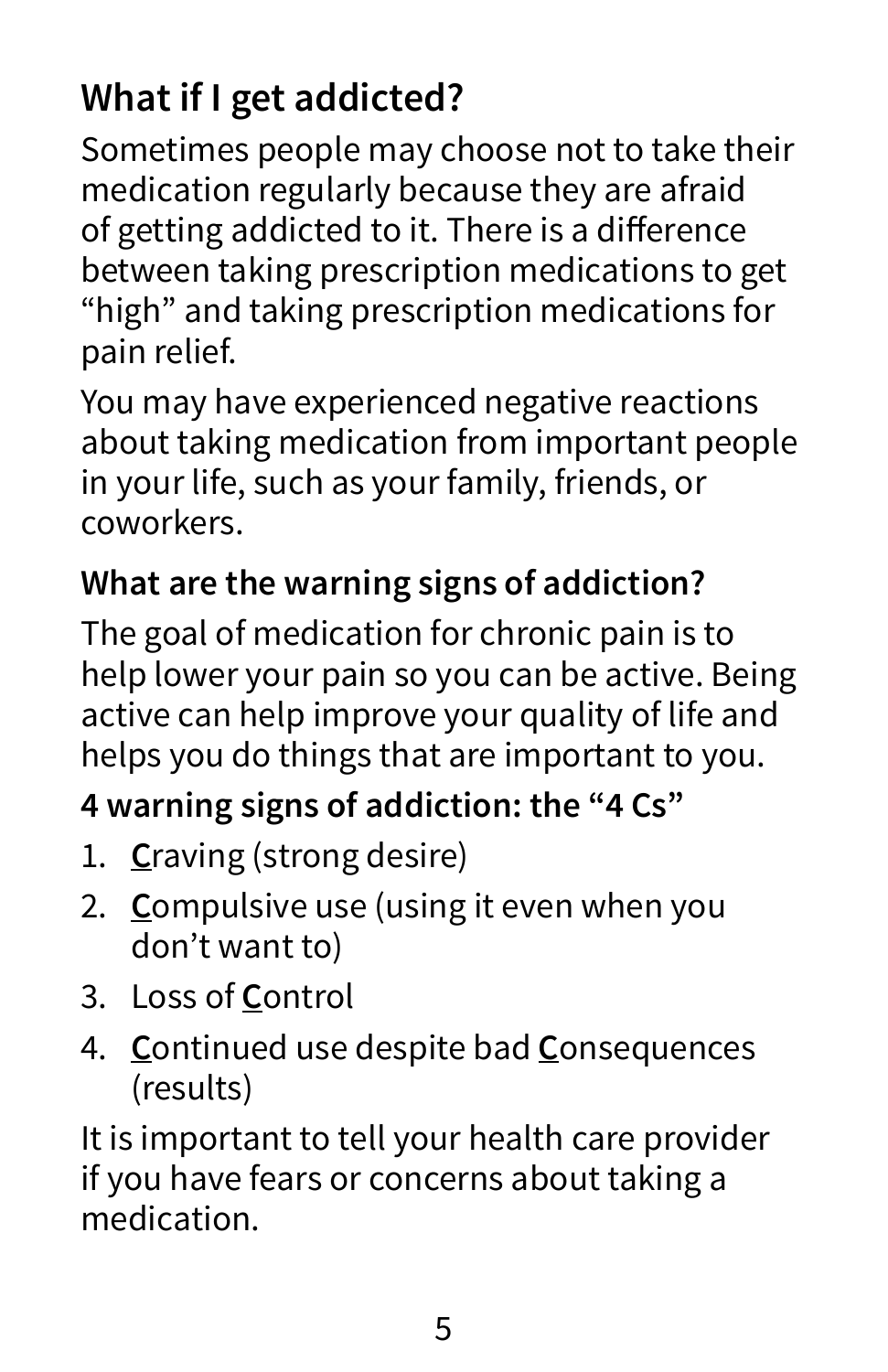## What if I get addicted?

Sometimes people may choose not to take their medication regularly because they are afraid of getting addicted to it. There is a difference between taking prescription medications to get "high" and taking prescription medications for pain relief.

You may have experienced negative reactions about taking medication from important people in your life, such as your family, friends, or coworkers.

### What are the warning signs of addiction?

The goal of medication for chronic pain is to help lower your pain so you can be active. Being active can help improve your quality of life and helps you do things that are important to you.

### 4 warning signs of addiction: the "4 Cs"

1. **C**raving (strong desire)
2. **C**ompulsive use (using it even when you don't want to)
3. Loss of **C**ontrol
4. **C**ontinued use despite bad **C**onsequences (results)

It is important to tell your health care provider if you have fears or concerns about taking a medication.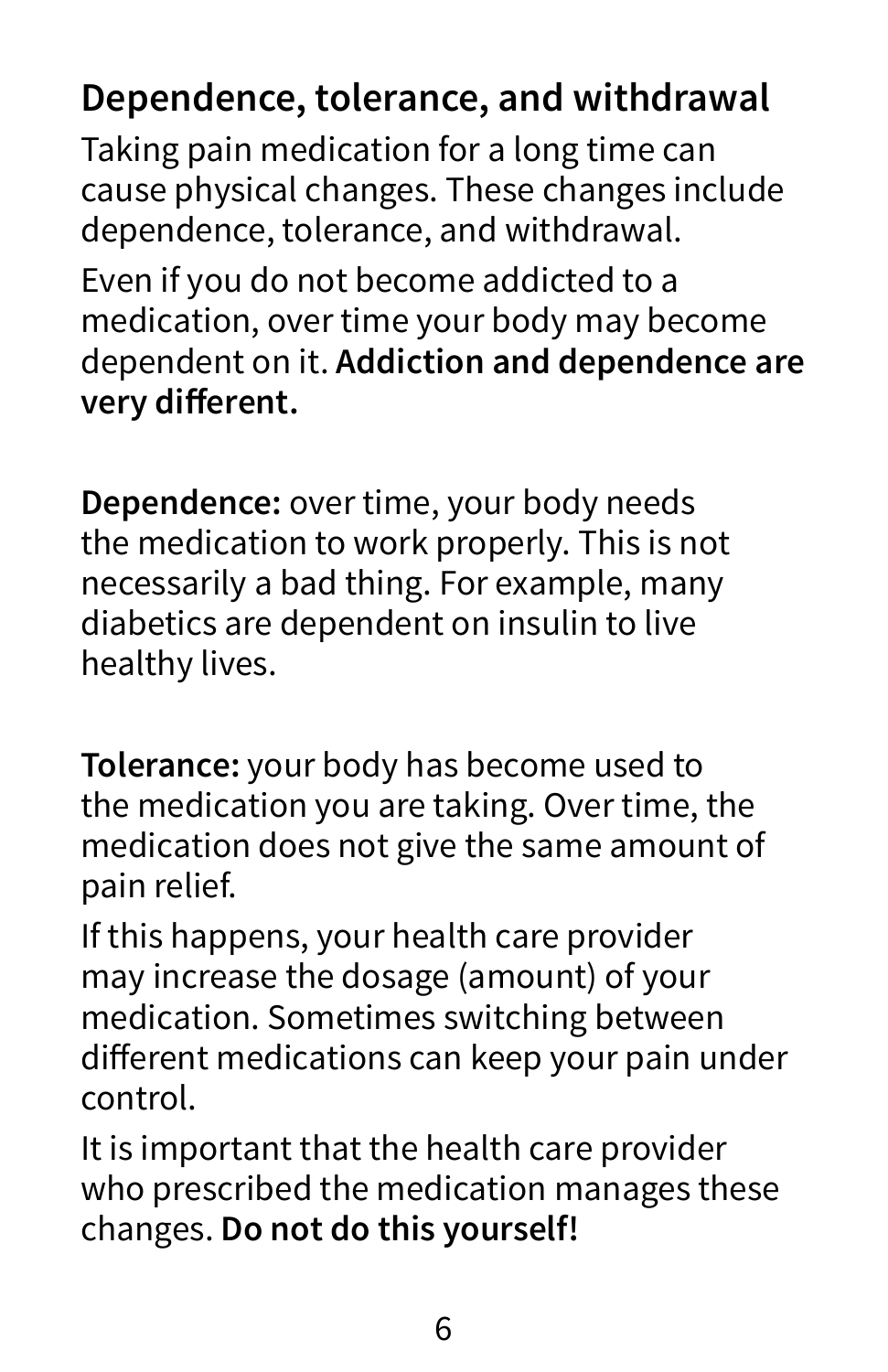## Dependence, tolerance, and withdrawal

Taking pain medication for a long time can cause physical changes. These changes include dependence, tolerance, and withdrawal.

Even if you do not become addicted to a medication, over time your body may become dependent on it. **Addiction and dependence are very different.**

**Dependence:** over time, your body needs the medication to work properly. This is not necessarily a bad thing. For example, many diabetics are dependent on insulin to live healthy lives.

**Tolerance:** your body has become used to the medication you are taking. Over time, the medication does not give the same amount of pain relief.

If this happens, your health care provider may increase the dosage (amount) of your medication. Sometimes switching between different medications can keep your pain under control.

It is important that the health care provider who prescribed the medication manages these changes. **Do not do this yourself!**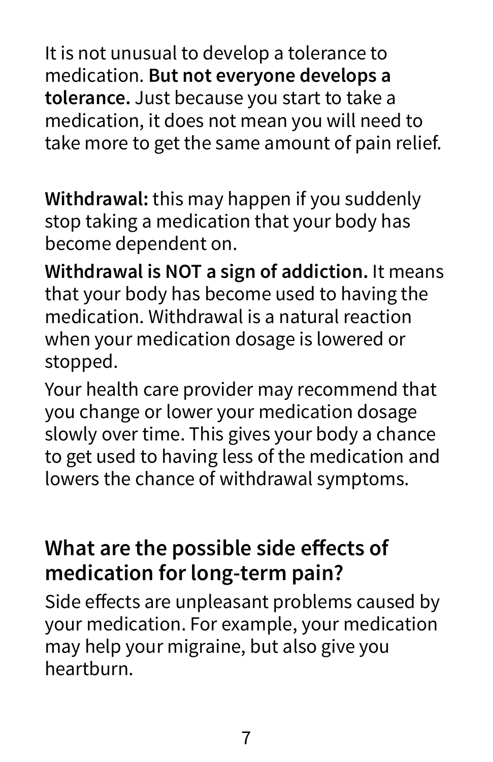It is not unusual to develop a tolerance to medication. **But not everyone develops a tolerance.** Just because you start to take a medication, it does not mean you will need to take more to get the same amount of pain relief.

**Withdrawal:** this may happen if you suddenly stop taking a medication that your body has become dependent on.

**Withdrawal is NOT a sign of addiction.** It means that your body has become used to having the medication. Withdrawal is a natural reaction when your medication dosage is lowered or stopped.

Your health care provider may recommend that you change or lower your medication dosage slowly over time. This gives your body a chance to get used to having less of the medication and lowers the chance of withdrawal symptoms.

## What are the possible side effects of medication for long-term pain?

Side effects are unpleasant problems caused by your medication. For example, your medication may help your migraine, but also give you heartburn.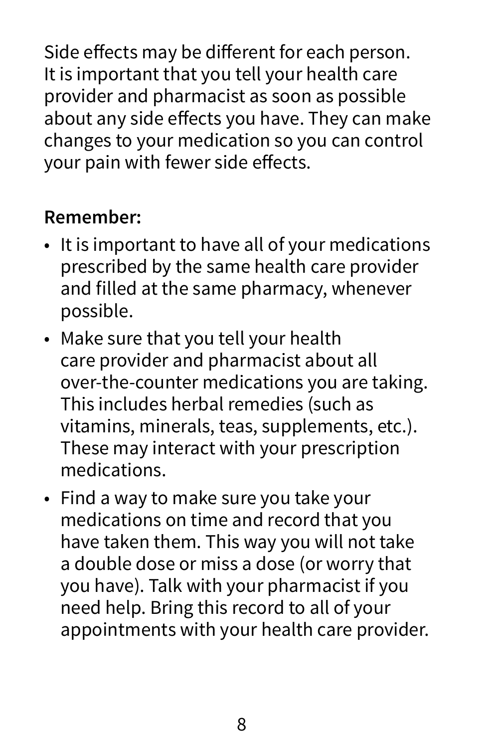Side effects may be different for each person. It is important that you tell your health care provider and pharmacist as soon as possible about any side effects you have. They can make changes to your medication so you can control your pain with fewer side effects.

**Remember:**

- It is important to have all of your medications prescribed by the same health care provider and filled at the same pharmacy, whenever possible.
- Make sure that you tell your health care provider and pharmacist about all over-the-counter medications you are taking. This includes herbal remedies (such as vitamins, minerals, teas, supplements, etc.). These may interact with your prescription medications.
- Find a way to make sure you take your medications on time and record that you have taken them. This way you will not take a double dose or miss a dose (or worry that you have). Talk with your pharmacist if you need help. Bring this record to all of your appointments with your health care provider.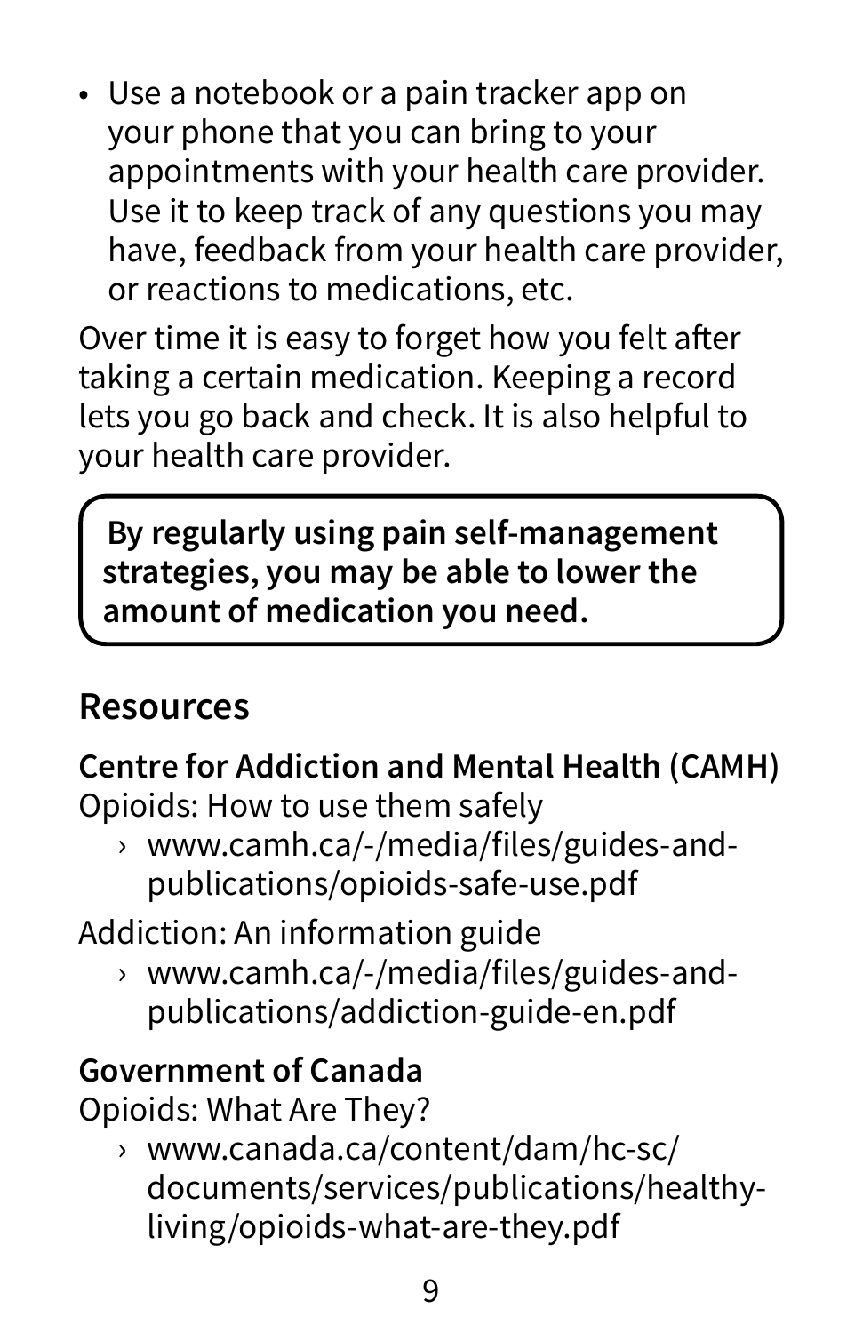- Use a notebook or a pain tracker app on your phone that you can bring to your appointments with your health care provider. Use it to keep track of any questions you may have, feedback from your health care provider, or reactions to medications, etc.

Over time it is easy to forget how you felt after taking a certain medication. Keeping a record lets you go back and check. It is also helpful to your health care provider.

**By regularly using pain self-management strategies, you may be able to lower the amount of medication you need.**

## Resources

**Centre for Addiction and Mental Health (CAMH)**

Opioids: How to use them safely

- › www.camh.ca/-/media/files/guides-and-publications/opioids-safe-use.pdf

Addiction: An information guide

- › www.camh.ca/-/media/files/guides-and-publications/addiction-guide-en.pdf

**Government of Canada**

Opioids: What Are They?

- › www.canada.ca/content/dam/hc-sc/documents/services/publications/healthy-living/opioids-what-are-they.pdf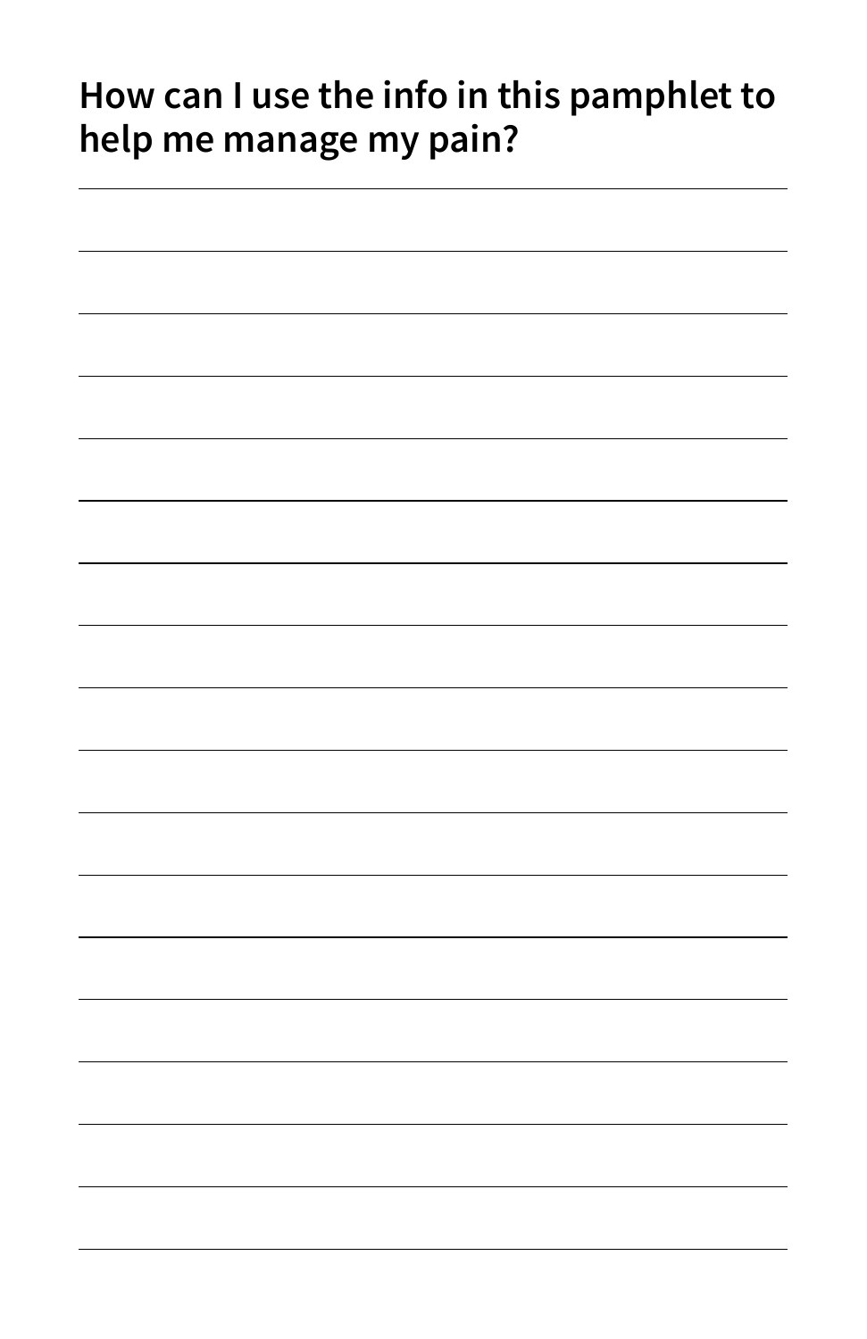## How can I use the info in this pamphlet to help me manage my pain?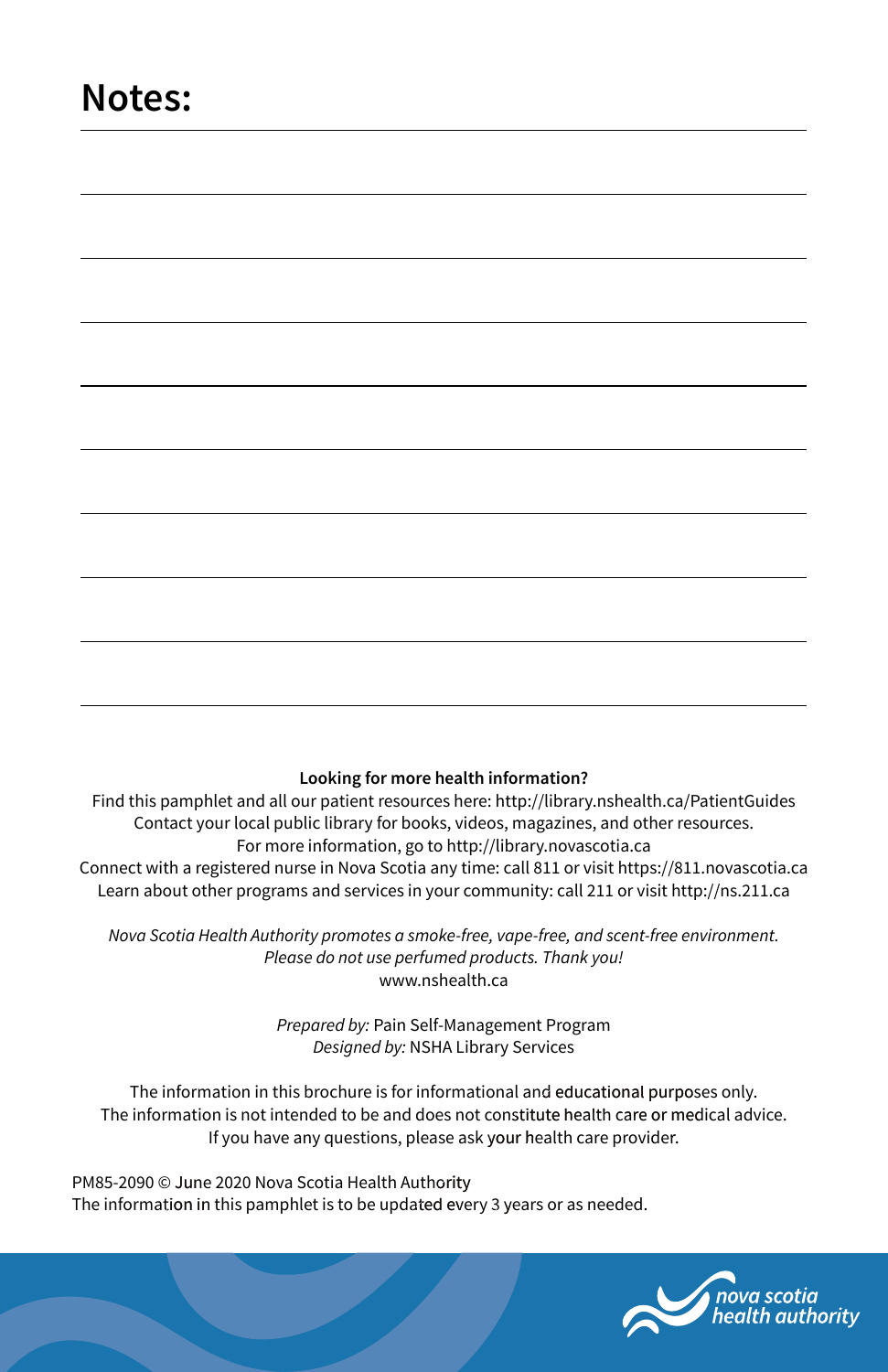# Notes:

**Looking for more health information?**

Find this pamphlet and all our patient resources here: http://library.nshealth.ca/PatientGuides
Contact your local public library for books, videos, magazines, and other resources.
For more information, go to http://library.novascotia.ca
Connect with a registered nurse in Nova Scotia any time: call 811 or visit https://811.novascotia.ca
Learn about other programs and services in your community: call 211 or visit http://ns.211.ca

*Nova Scotia Health Authority promotes a smoke-free, vape-free, and scent-free environment.*
*Please do not use perfumed products. Thank you!*
www.nshealth.ca

*Prepared by:* Pain Self-Management Program
*Designed by:* NSHA Library Services

The information in this brochure is for informational and educational purposes only.
The information is not intended to be and does not constitute health care or medical advice.
If you have any questions, please ask your health care provider.

PM85-2090 © June 2020 Nova Scotia Health Authority
The information in this pamphlet is to be updated every 3 years or as needed.

nova scotia health authority